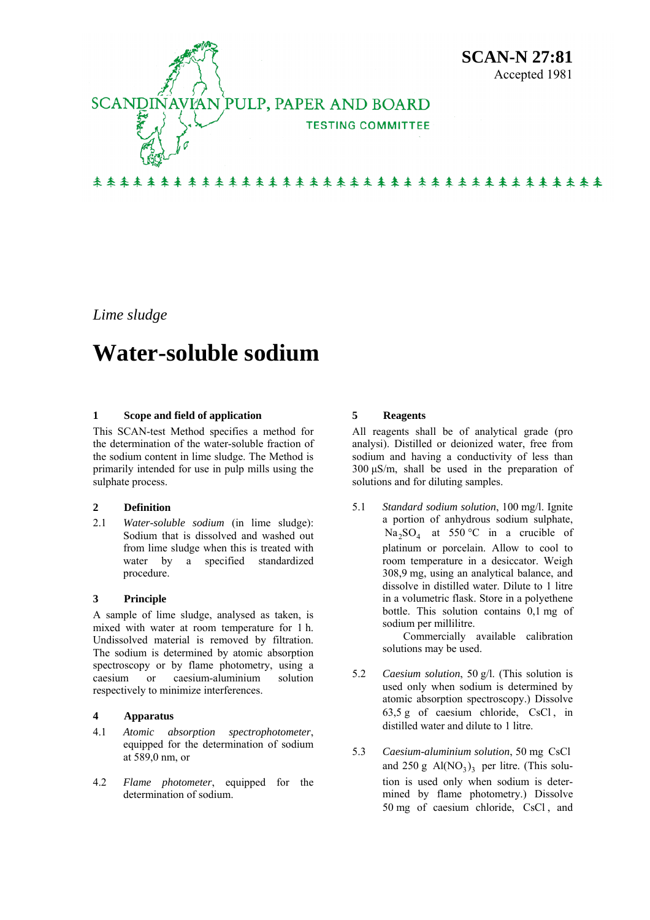SCANDINAVIAN PULP, PAPER AND BOARD

TESTING COMMITTEE

**SCAN-N 27:81**
Accepted 1981

*Lime sludge*

# Water-soluble sodium

## 1 Scope and field of application

This SCAN-test Method specifies a method for the determination of the water-soluble fraction of the sodium content in lime sludge. The Method is primarily intended for use in pulp mills using the sulphate process.

## 2 Definition

2.1 *Water-soluble sodium* (in lime sludge): Sodium that is dissolved and washed out from lime sludge when this is treated with water by a specified standardized procedure.

## 3 Principle

A sample of lime sludge, analysed as taken, is mixed with water at room temperature for 1 h. Undissolved material is removed by filtration. The sodium is determined by atomic absorption spectroscopy or by flame photometry, using a caesium or caesium-aluminium solution respectively to minimize interferences.

## 4 Apparatus

4.1 *Atomic absorption spectrophotometer*, equipped for the determination of sodium at 589,0 nm, or

4.2 *Flame photometer*, equipped for the determination of sodium.

## 5 Reagents

All reagents shall be of analytical grade (pro analysi). Distilled or deionized water, free from sodium and having a conductivity of less than 300 µS/m, shall be used in the preparation of solutions and for diluting samples.

5.1 *Standard sodium solution*, 100 mg/l. Ignite a portion of anhydrous sodium sulphate, $Na_2SO_4$ at 550 °C in a crucible of platinum or porcelain. Allow to cool to room temperature in a desiccator. Weigh 308,9 mg, using an analytical balance, and dissolve in distilled water. Dilute to 1 litre in a volumetric flask. Store in a polyethene bottle. This solution contains 0,1 mg of sodium per millilitre.

Commercially available calibration solutions may be used.

5.2 *Caesium solution*, 50 g/l. (This solution is used only when sodium is determined by atomic absorption spectroscopy.) Dissolve 63,5 g of caesium chloride, $CsCl$, in distilled water and dilute to 1 litre.

5.3 *Caesium-aluminium solution*, 50 mg $CsCl$ and 250 g $Al(NO_3)_3$ per litre. (This solution is used only when sodium is determined by flame photometry.) Dissolve 50 mg of caesium chloride, $CsCl$, and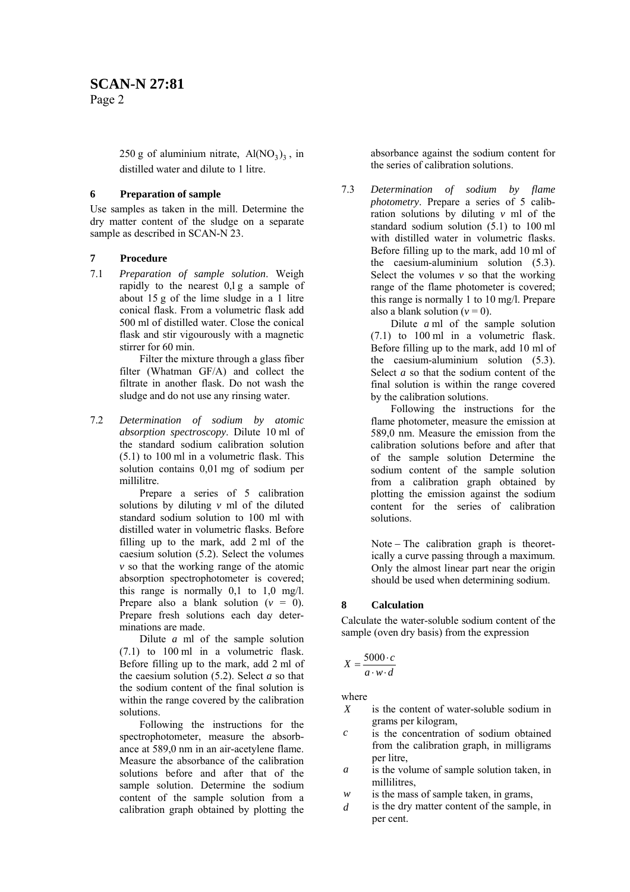250 g of aluminium nitrate, $Al(NO_3)_3$, in distilled water and dilute to 1 litre.

## 6 Preparation of sample

Use samples as taken in the mill. Determine the dry matter content of the sludge on a separate sample as described in SCAN-N 23.

## 7 Procedure

7.1 *Preparation of sample solution*. Weigh rapidly to the nearest 0,l g a sample of about 15 g of the lime sludge in a 1 litre conical flask. From a volumetric flask add 500 ml of distilled water. Close the conical flask and stir vigourously with a magnetic stirrer for 60 min.

Filter the mixture through a glass fiber filter (Whatman GF/A) and collect the filtrate in another flask. Do not wash the sludge and do not use any rinsing water.

7.2 *Determination of sodium by atomic absorption spectroscopy*. Dilute 10 ml of the standard sodium calibration solution (5.1) to 100 ml in a volumetric flask. This solution contains 0,01 mg of sodium per millilitre.

Prepare a series of 5 calibration solutions by diluting *v* ml of the diluted standard sodium solution to 100 ml with distilled water in volumetric flasks. Before filling up to the mark, add 2 ml of the caesium solution (5.2). Select the volumes *v* so that the working range of the atomic absorption spectrophotometer is covered; this range is normally 0,1 to 1,0 mg/l. Prepare also a blank solution ($v = 0$). Prepare fresh solutions each day determinations are made.

Dilute *a* ml of the sample solution (7.1) to 100 ml in a volumetric flask. Before filling up to the mark, add 2 ml of the caesium solution (5.2). Select *a* so that the sodium content of the final solution is within the range covered by the calibration solutions.

Following the instructions for the spectrophotometer, measure the absorbance at 589,0 nm in an air-acetylene flame. Measure the absorbance of the calibration solutions before and after that of the sample solution. Determine the sodium content of the sample solution from a calibration graph obtained by plotting the absorbance against the sodium content for the series of calibration solutions.

7.3 *Determination of sodium by flame photometry*. Prepare a series of 5 calibration solutions by diluting *v* ml of the standard sodium solution (5.1) to 100 ml with distilled water in volumetric flasks. Before filling up to the mark, add 10 ml of the caesium-aluminium solution (5.3). Select the volumes *v* so that the working range of the flame photometer is covered; this range is normally 1 to 10 mg/l. Prepare also a blank solution ($v = 0$).

Dilute *a* ml of the sample solution (7.1) to 100 ml in a volumetric flask. Before filling up to the mark, add 10 ml of the caesium-aluminium solution (5.3). Select *a* so that the sodium content of the final solution is within the range covered by the calibration solutions.

Following the instructions for the flame photometer, measure the emission at 589,0 nm. Measure the emission from the calibration solutions before and after that of the sample solution Determine the sodium content of the sample solution from a calibration graph obtained by plotting the emission against the sodium content for the series of calibration solutions.

Note – The calibration graph is theoretically a curve passing through a maximum. Only the almost linear part near the origin should be used when determining sodium.

## 8 Calculation

Calculate the water-soluble sodium content of the sample (oven dry basis) from the expression

$$X = \frac{5000 \cdot c}{a \cdot w \cdot d}$$

where

- $X$ is the content of water-soluble sodium in grams per kilogram,
- $c$ is the concentration of sodium obtained from the calibration graph, in milligrams per litre,
- $a$ is the volume of sample solution taken, in millilitres,
- $w$ is the mass of sample taken, in grams,
- $d$ is the dry matter content of the sample, in per cent.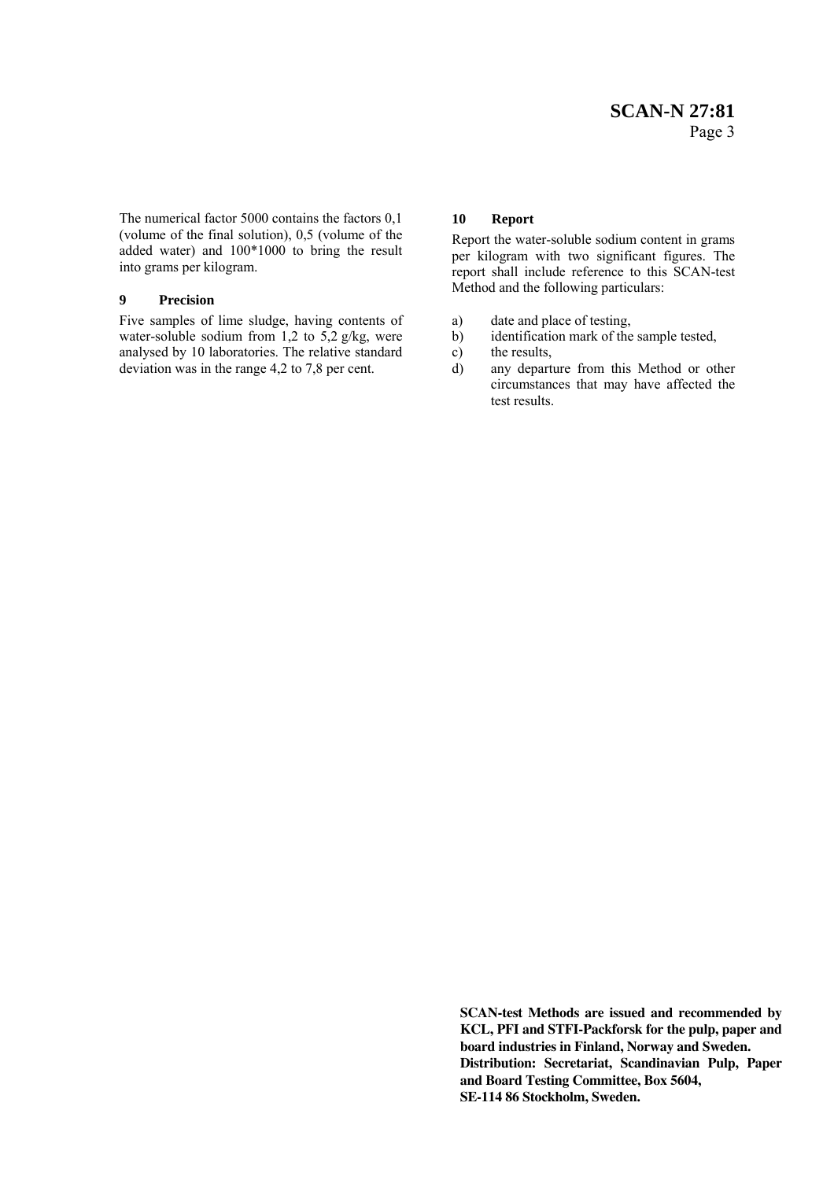The numerical factor 5000 contains the factors 0,1 (volume of the final solution), 0,5 (volume of the added water) and 100*1000 to bring the result into grams per kilogram.

## 9 Precision

Five samples of lime sludge, having contents of water-soluble sodium from 1,2 to 5,2 g/kg, were analysed by 10 laboratories. The relative standard deviation was in the range 4,2 to 7,8 per cent.

## 10 Report

Report the water-soluble sodium content in grams per kilogram with two significant figures. The report shall include reference to this SCAN-test Method and the following particulars:

a) date and place of testing,
b) identification mark of the sample tested,
c) the results,
d) any departure from this Method or other circumstances that may have affected the test results.

**SCAN-test Methods are issued and recommended by KCL, PFI and STFI-Packforsk for the pulp, paper and board industries in Finland, Norway and Sweden. Distribution: Secretariat, Scandinavian Pulp, Paper and Board Testing Committee, Box 5604, SE-114 86 Stockholm, Sweden.**